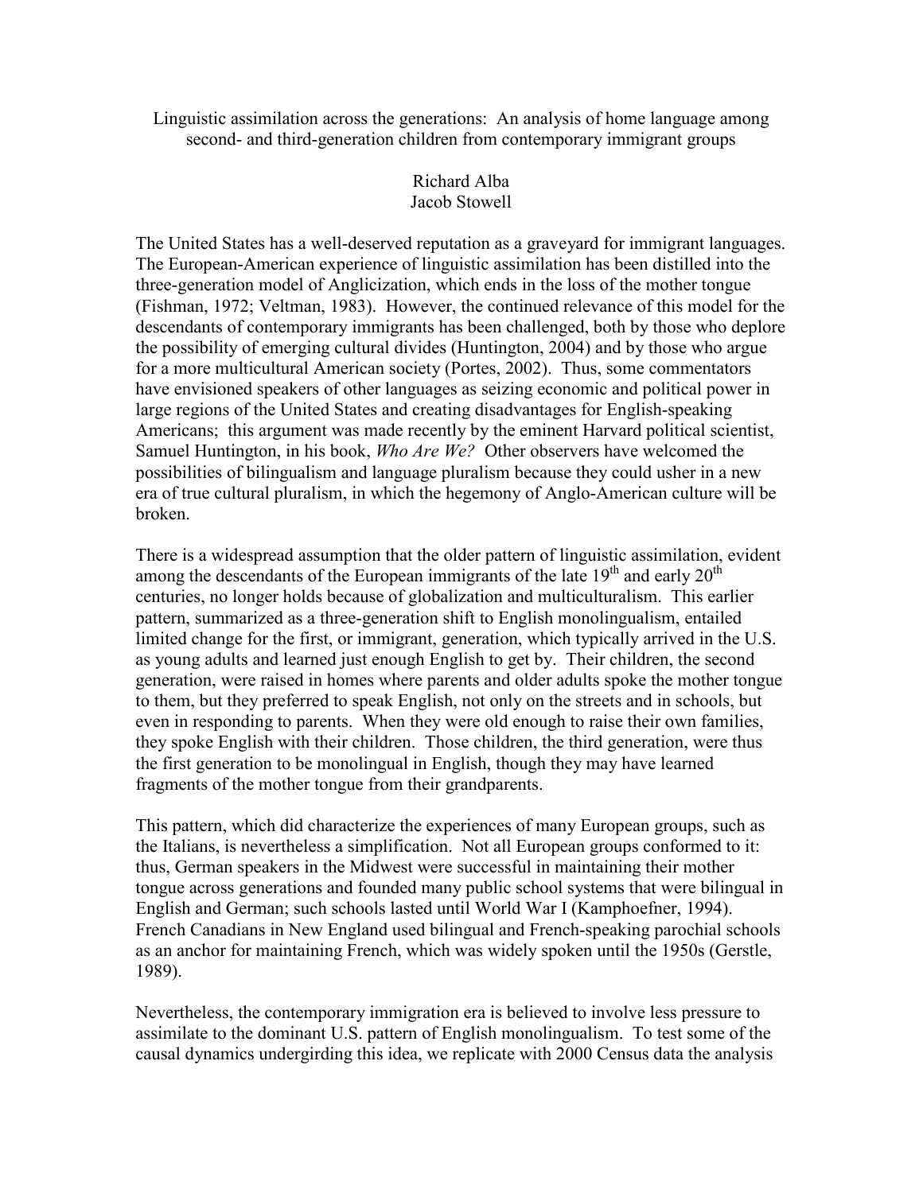# Linguistic assimilation across the generations: An analysis of home language among second- and third-generation children from contemporary immigrant groups

Richard Alba
Jacob Stowell

The United States has a well-deserved reputation as a graveyard for immigrant languages. The European-American experience of linguistic assimilation has been distilled into the three-generation model of Anglicization, which ends in the loss of the mother tongue (Fishman, 1972; Veltman, 1983). However, the continued relevance of this model for the descendants of contemporary immigrants has been challenged, both by those who deplore the possibility of emerging cultural divides (Huntington, 2004) and by those who argue for a more multicultural American society (Portes, 2002). Thus, some commentators have envisioned speakers of other languages as seizing economic and political power in large regions of the United States and creating disadvantages for English-speaking Americans; this argument was made recently by the eminent Harvard political scientist, Samuel Huntington, in his book, *Who Are We?* Other observers have welcomed the possibilities of bilingualism and language pluralism because they could usher in a new era of true cultural pluralism, in which the hegemony of Anglo-American culture will be broken.

There is a widespread assumption that the older pattern of linguistic assimilation, evident among the descendants of the European immigrants of the late 19th and early 20th centuries, no longer holds because of globalization and multiculturalism. This earlier pattern, summarized as a three-generation shift to English monolingualism, entailed limited change for the first, or immigrant, generation, which typically arrived in the U.S. as young adults and learned just enough English to get by. Their children, the second generation, were raised in homes where parents and older adults spoke the mother tongue to them, but they preferred to speak English, not only on the streets and in schools, but even in responding to parents. When they were old enough to raise their own families, they spoke English with their children. Those children, the third generation, were thus the first generation to be monolingual in English, though they may have learned fragments of the mother tongue from their grandparents.

This pattern, which did characterize the experiences of many European groups, such as the Italians, is nevertheless a simplification. Not all European groups conformed to it: thus, German speakers in the Midwest were successful in maintaining their mother tongue across generations and founded many public school systems that were bilingual in English and German; such schools lasted until World War I (Kamphoefner, 1994). French Canadians in New England used bilingual and French-speaking parochial schools as an anchor for maintaining French, which was widely spoken until the 1950s (Gerstle, 1989).

Nevertheless, the contemporary immigration era is believed to involve less pressure to assimilate to the dominant U.S. pattern of English monolingualism. To test some of the causal dynamics undergirding this idea, we replicate with 2000 Census data the analysis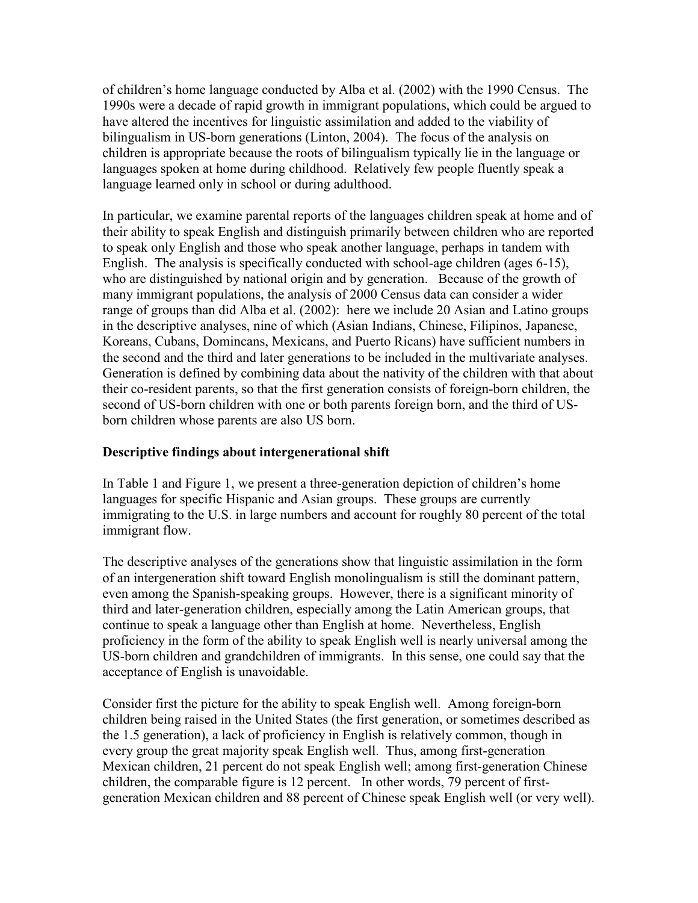of children's home language conducted by Alba et al. (2002) with the 1990 Census. The 1990s were a decade of rapid growth in immigrant populations, which could be argued to have altered the incentives for linguistic assimilation and added to the viability of bilingualism in US-born generations (Linton, 2004). The focus of the analysis on children is appropriate because the roots of bilingualism typically lie in the language or languages spoken at home during childhood. Relatively few people fluently speak a language learned only in school or during adulthood.

In particular, we examine parental reports of the languages children speak at home and of their ability to speak English and distinguish primarily between children who are reported to speak only English and those who speak another language, perhaps in tandem with English. The analysis is specifically conducted with school-age children (ages 6-15), who are distinguished by national origin and by generation. Because of the growth of many immigrant populations, the analysis of 2000 Census data can consider a wider range of groups than did Alba et al. (2002): here we include 20 Asian and Latino groups in the descriptive analyses, nine of which (Asian Indians, Chinese, Filipinos, Japanese, Koreans, Cubans, Domincans, Mexicans, and Puerto Ricans) have sufficient numbers in the second and the third and later generations to be included in the multivariate analyses. Generation is defined by combining data about the nativity of the children with that about their co-resident parents, so that the first generation consists of foreign-born children, the second of US-born children with one or both parents foreign born, and the third of US-born children whose parents are also US born.

## Descriptive findings about intergenerational shift

In Table 1 and Figure 1, we present a three-generation depiction of children's home languages for specific Hispanic and Asian groups. These groups are currently immigrating to the U.S. in large numbers and account for roughly 80 percent of the total immigrant flow.

The descriptive analyses of the generations show that linguistic assimilation in the form of an intergeneration shift toward English monolingualism is still the dominant pattern, even among the Spanish-speaking groups. However, there is a significant minority of third and later-generation children, especially among the Latin American groups, that continue to speak a language other than English at home. Nevertheless, English proficiency in the form of the ability to speak English well is nearly universal among the US-born children and grandchildren of immigrants. In this sense, one could say that the acceptance of English is unavoidable.

Consider first the picture for the ability to speak English well. Among foreign-born children being raised in the United States (the first generation, or sometimes described as the 1.5 generation), a lack of proficiency in English is relatively common, though in every group the great majority speak English well. Thus, among first-generation Mexican children, 21 percent do not speak English well; among first-generation Chinese children, the comparable figure is 12 percent. In other words, 79 percent of first-generation Mexican children and 88 percent of Chinese speak English well (or very well).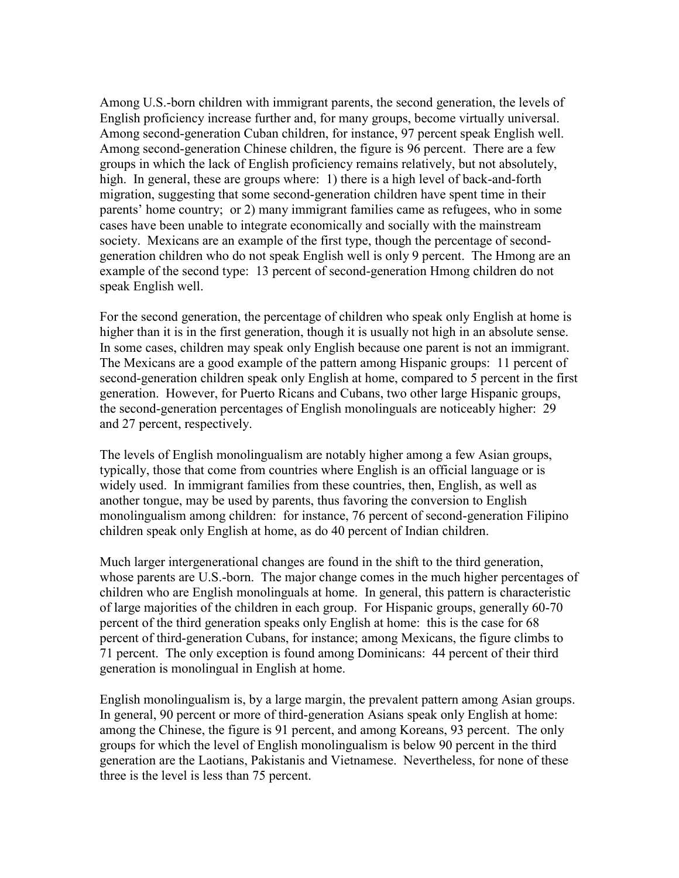Among U.S.-born children with immigrant parents, the second generation, the levels of English proficiency increase further and, for many groups, become virtually universal. Among second-generation Cuban children, for instance, 97 percent speak English well. Among second-generation Chinese children, the figure is 96 percent. There are a few groups in which the lack of English proficiency remains relatively, but not absolutely, high. In general, these are groups where: 1) there is a high level of back-and-forth migration, suggesting that some second-generation children have spent time in their parents' home country; or 2) many immigrant families came as refugees, who in some cases have been unable to integrate economically and socially with the mainstream society. Mexicans are an example of the first type, though the percentage of second-generation children who do not speak English well is only 9 percent. The Hmong are an example of the second type: 13 percent of second-generation Hmong children do not speak English well.

For the second generation, the percentage of children who speak only English at home is higher than it is in the first generation, though it is usually not high in an absolute sense. In some cases, children may speak only English because one parent is not an immigrant. The Mexicans are a good example of the pattern among Hispanic groups: 11 percent of second-generation children speak only English at home, compared to 5 percent in the first generation. However, for Puerto Ricans and Cubans, two other large Hispanic groups, the second-generation percentages of English monolinguals are noticeably higher: 29 and 27 percent, respectively.

The levels of English monolingualism are notably higher among a few Asian groups, typically, those that come from countries where English is an official language or is widely used. In immigrant families from these countries, then, English, as well as another tongue, may be used by parents, thus favoring the conversion to English monolingualism among children: for instance, 76 percent of second-generation Filipino children speak only English at home, as do 40 percent of Indian children.

Much larger intergenerational changes are found in the shift to the third generation, whose parents are U.S.-born. The major change comes in the much higher percentages of children who are English monolinguals at home. In general, this pattern is characteristic of large majorities of the children in each group. For Hispanic groups, generally 60-70 percent of the third generation speaks only English at home: this is the case for 68 percent of third-generation Cubans, for instance; among Mexicans, the figure climbs to 71 percent. The only exception is found among Dominicans: 44 percent of their third generation is monolingual in English at home.

English monolingualism is, by a large margin, the prevalent pattern among Asian groups. In general, 90 percent or more of third-generation Asians speak only English at home: among the Chinese, the figure is 91 percent, and among Koreans, 93 percent. The only groups for which the level of English monolingualism is below 90 percent in the third generation are the Laotians, Pakistanis and Vietnamese. Nevertheless, for none of these three is the level is less than 75 percent.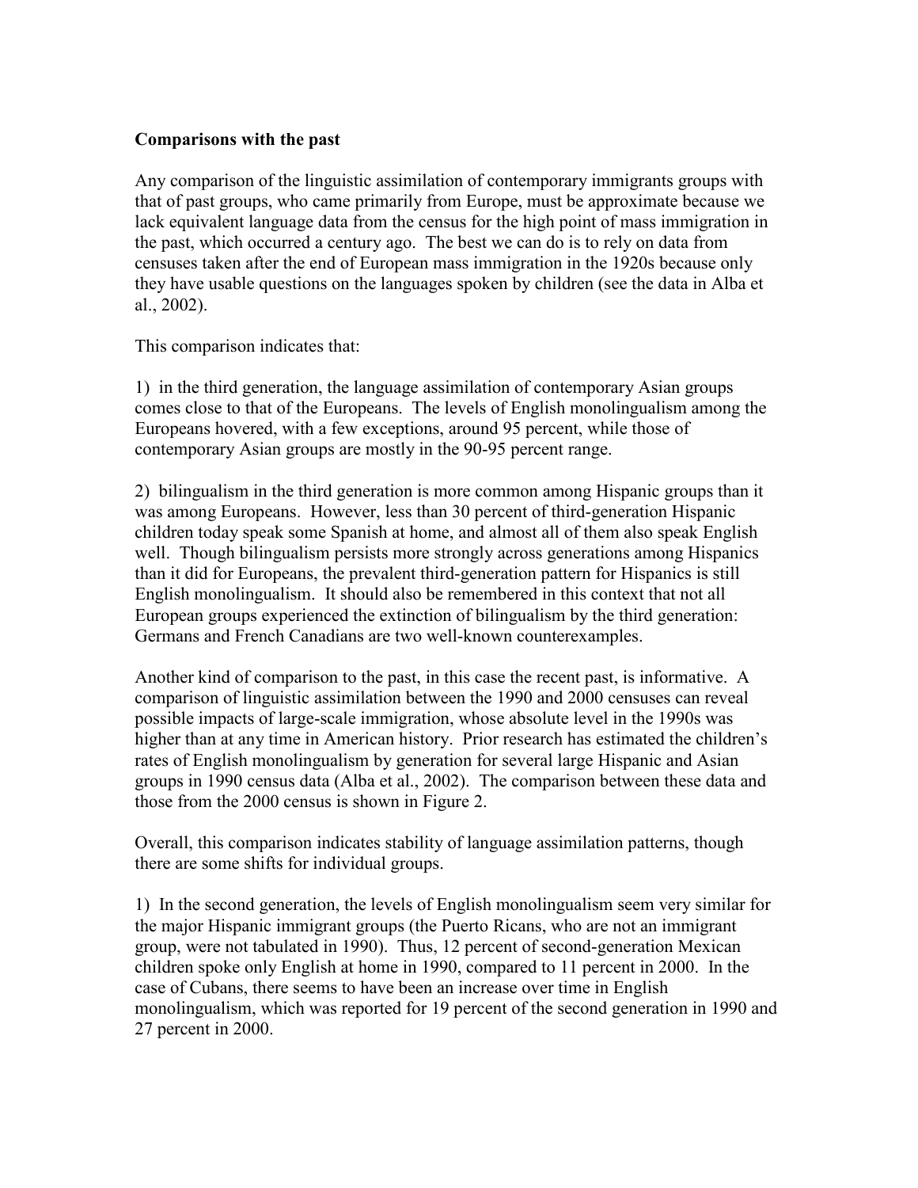**Comparisons with the past**

Any comparison of the linguistic assimilation of contemporary immigrants groups with that of past groups, who came primarily from Europe, must be approximate because we lack equivalent language data from the census for the high point of mass immigration in the past, which occurred a century ago. The best we can do is to rely on data from censuses taken after the end of European mass immigration in the 1920s because only they have usable questions on the languages spoken by children (see the data in Alba et al., 2002).

This comparison indicates that:

1) in the third generation, the language assimilation of contemporary Asian groups comes close to that of the Europeans. The levels of English monolingualism among the Europeans hovered, with a few exceptions, around 95 percent, while those of contemporary Asian groups are mostly in the 90-95 percent range.

2) bilingualism in the third generation is more common among Hispanic groups than it was among Europeans. However, less than 30 percent of third-generation Hispanic children today speak some Spanish at home, and almost all of them also speak English well. Though bilingualism persists more strongly across generations among Hispanics than it did for Europeans, the prevalent third-generation pattern for Hispanics is still English monolingualism. It should also be remembered in this context that not all European groups experienced the extinction of bilingualism by the third generation: Germans and French Canadians are two well-known counterexamples.

Another kind of comparison to the past, in this case the recent past, is informative. A comparison of linguistic assimilation between the 1990 and 2000 censuses can reveal possible impacts of large-scale immigration, whose absolute level in the 1990s was higher than at any time in American history. Prior research has estimated the children's rates of English monolingualism by generation for several large Hispanic and Asian groups in 1990 census data (Alba et al., 2002). The comparison between these data and those from the 2000 census is shown in Figure 2.

Overall, this comparison indicates stability of language assimilation patterns, though there are some shifts for individual groups.

1) In the second generation, the levels of English monolingualism seem very similar for the major Hispanic immigrant groups (the Puerto Ricans, who are not an immigrant group, were not tabulated in 1990). Thus, 12 percent of second-generation Mexican children spoke only English at home in 1990, compared to 11 percent in 2000. In the case of Cubans, there seems to have been an increase over time in English monolingualism, which was reported for 19 percent of the second generation in 1990 and 27 percent in 2000.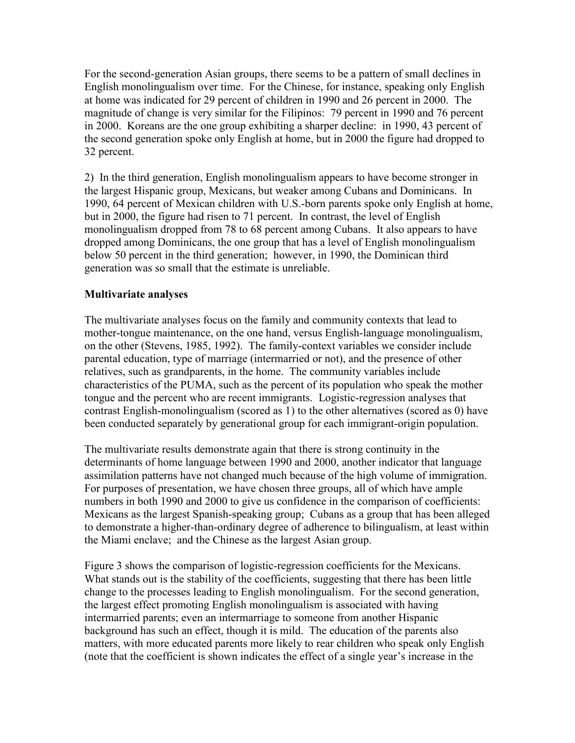For the second-generation Asian groups, there seems to be a pattern of small declines in English monolingualism over time. For the Chinese, for instance, speaking only English at home was indicated for 29 percent of children in 1990 and 26 percent in 2000. The magnitude of change is very similar for the Filipinos: 79 percent in 1990 and 76 percent in 2000. Koreans are the one group exhibiting a sharper decline: in 1990, 43 percent of the second generation spoke only English at home, but in 2000 the figure had dropped to 32 percent.

2) In the third generation, English monolingualism appears to have become stronger in the largest Hispanic group, Mexicans, but weaker among Cubans and Dominicans. In 1990, 64 percent of Mexican children with U.S.-born parents spoke only English at home, but in 2000, the figure had risen to 71 percent. In contrast, the level of English monolingualism dropped from 78 to 68 percent among Cubans. It also appears to have dropped among Dominicans, the one group that has a level of English monolingualism below 50 percent in the third generation; however, in 1990, the Dominican third generation was so small that the estimate is unreliable.

**Multivariate analyses**

The multivariate analyses focus on the family and community contexts that lead to mother-tongue maintenance, on the one hand, versus English-language monolingualism, on the other (Stevens, 1985, 1992). The family-context variables we consider include parental education, type of marriage (intermarried or not), and the presence of other relatives, such as grandparents, in the home. The community variables include characteristics of the PUMA, such as the percent of its population who speak the mother tongue and the percent who are recent immigrants. Logistic-regression analyses that contrast English-monolingualism (scored as 1) to the other alternatives (scored as 0) have been conducted separately by generational group for each immigrant-origin population.

The multivariate results demonstrate again that there is strong continuity in the determinants of home language between 1990 and 2000, another indicator that language assimilation patterns have not changed much because of the high volume of immigration. For purposes of presentation, we have chosen three groups, all of which have ample numbers in both 1990 and 2000 to give us confidence in the comparison of coefficients: Mexicans as the largest Spanish-speaking group; Cubans as a group that has been alleged to demonstrate a higher-than-ordinary degree of adherence to bilingualism, at least within the Miami enclave; and the Chinese as the largest Asian group.

Figure 3 shows the comparison of logistic-regression coefficients for the Mexicans. What stands out is the stability of the coefficients, suggesting that there has been little change to the processes leading to English monolingualism. For the second generation, the largest effect promoting English monolingualism is associated with having intermarried parents; even an intermarriage to someone from another Hispanic background has such an effect, though it is mild. The education of the parents also matters, with more educated parents more likely to rear children who speak only English (note that the coefficient is shown indicates the effect of a single year's increase in the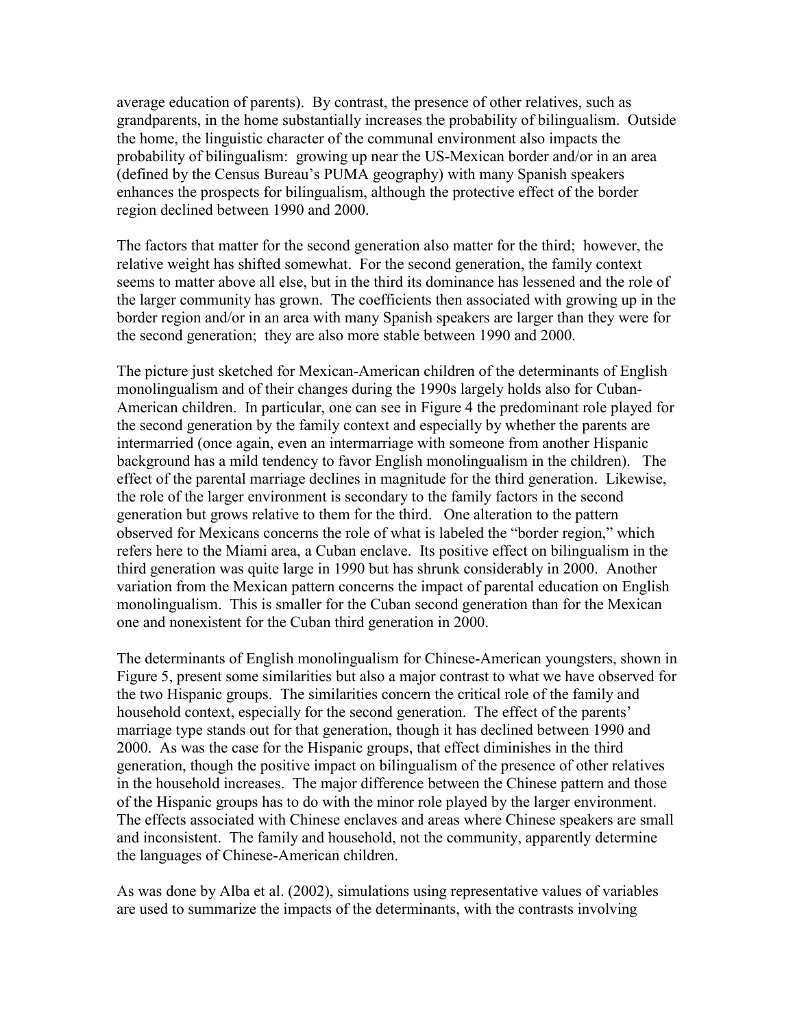average education of parents). By contrast, the presence of other relatives, such as grandparents, in the home substantially increases the probability of bilingualism. Outside the home, the linguistic character of the communal environment also impacts the probability of bilingualism: growing up near the US-Mexican border and/or in an area (defined by the Census Bureau's PUMA geography) with many Spanish speakers enhances the prospects for bilingualism, although the protective effect of the border region declined between 1990 and 2000.

The factors that matter for the second generation also matter for the third; however, the relative weight has shifted somewhat. For the second generation, the family context seems to matter above all else, but in the third its dominance has lessened and the role of the larger community has grown. The coefficients then associated with growing up in the border region and/or in an area with many Spanish speakers are larger than they were for the second generation; they are also more stable between 1990 and 2000.

The picture just sketched for Mexican-American children of the determinants of English monolingualism and of their changes during the 1990s largely holds also for Cuban-American children. In particular, one can see in Figure 4 the predominant role played for the second generation by the family context and especially by whether the parents are intermarried (once again, even an intermarriage with someone from another Hispanic background has a mild tendency to favor English monolingualism in the children). The effect of the parental marriage declines in magnitude for the third generation. Likewise, the role of the larger environment is secondary to the family factors in the second generation but grows relative to them for the third. One alteration to the pattern observed for Mexicans concerns the role of what is labeled the "border region," which refers here to the Miami area, a Cuban enclave. Its positive effect on bilingualism in the third generation was quite large in 1990 but has shrunk considerably in 2000. Another variation from the Mexican pattern concerns the impact of parental education on English monolingualism. This is smaller for the Cuban second generation than for the Mexican one and nonexistent for the Cuban third generation in 2000.

The determinants of English monolingualism for Chinese-American youngsters, shown in Figure 5, present some similarities but also a major contrast to what we have observed for the two Hispanic groups. The similarities concern the critical role of the family and household context, especially for the second generation. The effect of the parents' marriage type stands out for that generation, though it has declined between 1990 and 2000. As was the case for the Hispanic groups, that effect diminishes in the third generation, though the positive impact on bilingualism of the presence of other relatives in the household increases. The major difference between the Chinese pattern and those of the Hispanic groups has to do with the minor role played by the larger environment. The effects associated with Chinese enclaves and areas where Chinese speakers are small and inconsistent. The family and household, not the community, apparently determine the languages of Chinese-American children.

As was done by Alba et al. (2002), simulations using representative values of variables are used to summarize the impacts of the determinants, with the contrasts involving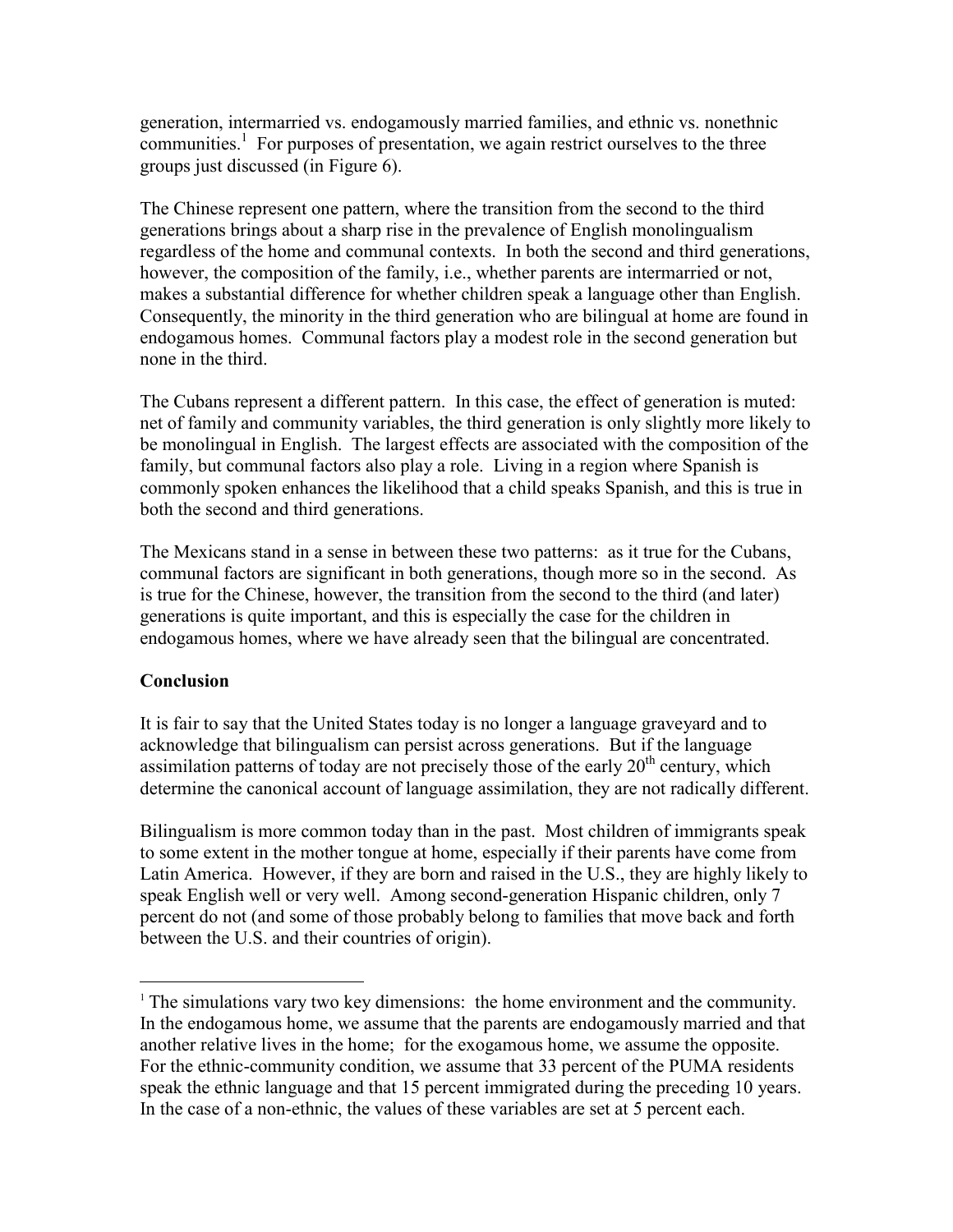generation, intermarried vs. endogamously married families, and ethnic vs. nonethnic communities.[1] For purposes of presentation, we again restrict ourselves to the three groups just discussed (in Figure 6).

The Chinese represent one pattern, where the transition from the second to the third generations brings about a sharp rise in the prevalence of English monolingualism regardless of the home and communal contexts. In both the second and third generations, however, the composition of the family, i.e., whether parents are intermarried or not, makes a substantial difference for whether children speak a language other than English. Consequently, the minority in the third generation who are bilingual at home are found in endogamous homes. Communal factors play a modest role in the second generation but none in the third.

The Cubans represent a different pattern. In this case, the effect of generation is muted: net of family and community variables, the third generation is only slightly more likely to be monolingual in English. The largest effects are associated with the composition of the family, but communal factors also play a role. Living in a region where Spanish is commonly spoken enhances the likelihood that a child speaks Spanish, and this is true in both the second and third generations.

The Mexicans stand in a sense in between these two patterns: as it true for the Cubans, communal factors are significant in both generations, though more so in the second. As is true for the Chinese, however, the transition from the second to the third (and later) generations is quite important, and this is especially the case for the children in endogamous homes, where we have already seen that the bilingual are concentrated.

## Conclusion

It is fair to say that the United States today is no longer a language graveyard and to acknowledge that bilingualism can persist across generations. But if the language assimilation patterns of today are not precisely those of the early 20th century, which determine the canonical account of language assimilation, they are not radically different.

Bilingualism is more common today than in the past. Most children of immigrants speak to some extent in the mother tongue at home, especially if their parents have come from Latin America. However, if they are born and raised in the U.S., they are highly likely to speak English well or very well. Among second-generation Hispanic children, only 7 percent do not (and some of those probably belong to families that move back and forth between the U.S. and their countries of origin).

---

[1] The simulations vary two key dimensions: the home environment and the community. In the endogamous home, we assume that the parents are endogamously married and that another relative lives in the home; for the exogamous home, we assume the opposite. For the ethnic-community condition, we assume that 33 percent of the PUMA residents speak the ethnic language and that 15 percent immigrated during the preceding 10 years. In the case of a non-ethnic, the values of these variables are set at 5 percent each.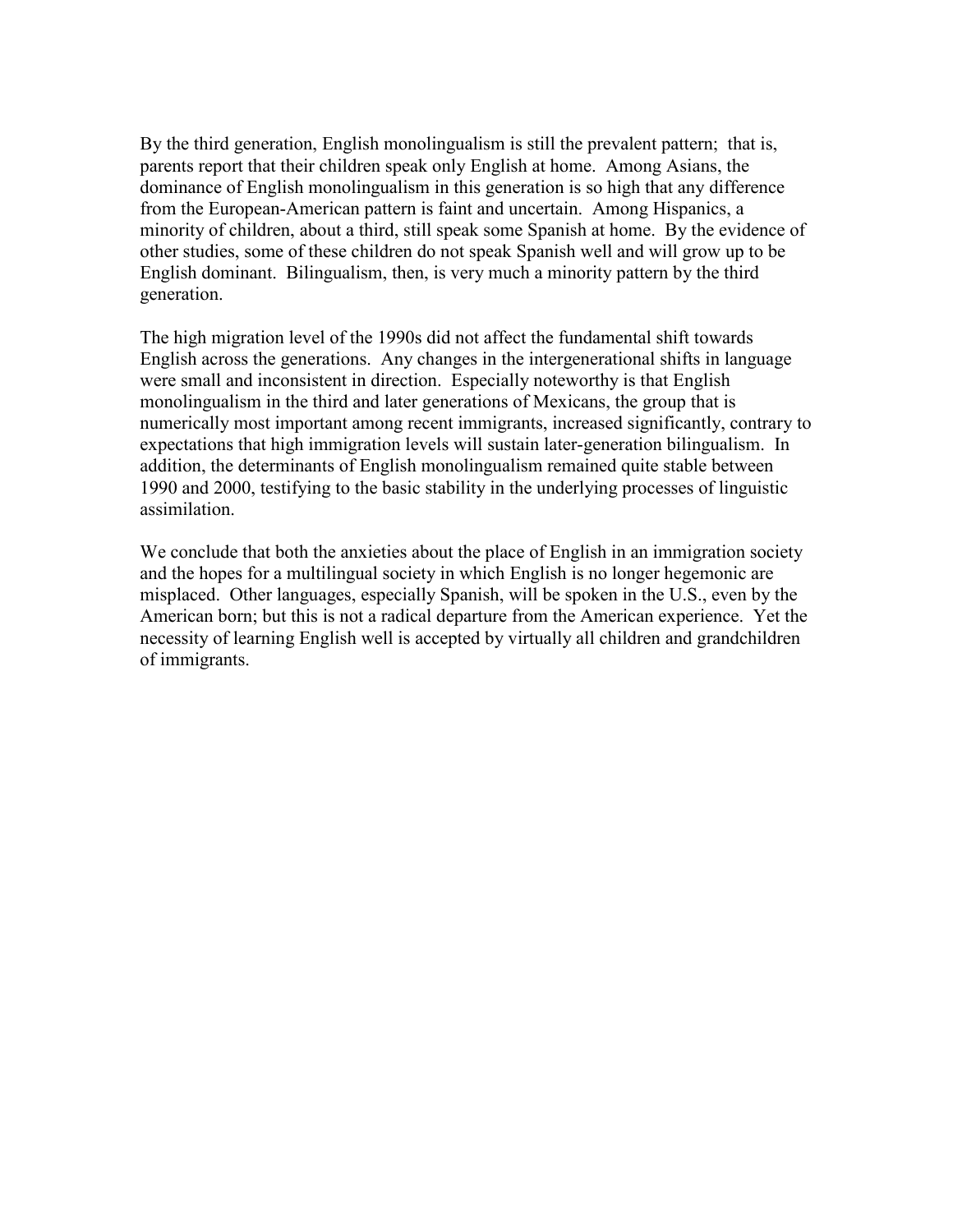By the third generation, English monolingualism is still the prevalent pattern; that is, parents report that their children speak only English at home. Among Asians, the dominance of English monolingualism in this generation is so high that any difference from the European-American pattern is faint and uncertain. Among Hispanics, a minority of children, about a third, still speak some Spanish at home. By the evidence of other studies, some of these children do not speak Spanish well and will grow up to be English dominant. Bilingualism, then, is very much a minority pattern by the third generation.

The high migration level of the 1990s did not affect the fundamental shift towards English across the generations. Any changes in the intergenerational shifts in language were small and inconsistent in direction. Especially noteworthy is that English monolingualism in the third and later generations of Mexicans, the group that is numerically most important among recent immigrants, increased significantly, contrary to expectations that high immigration levels will sustain later-generation bilingualism. In addition, the determinants of English monolingualism remained quite stable between 1990 and 2000, testifying to the basic stability in the underlying processes of linguistic assimilation.

We conclude that both the anxieties about the place of English in an immigration society and the hopes for a multilingual society in which English is no longer hegemonic are misplaced. Other languages, especially Spanish, will be spoken in the U.S., even by the American born; but this is not a radical departure from the American experience. Yet the necessity of learning English well is accepted by virtually all children and grandchildren of immigrants.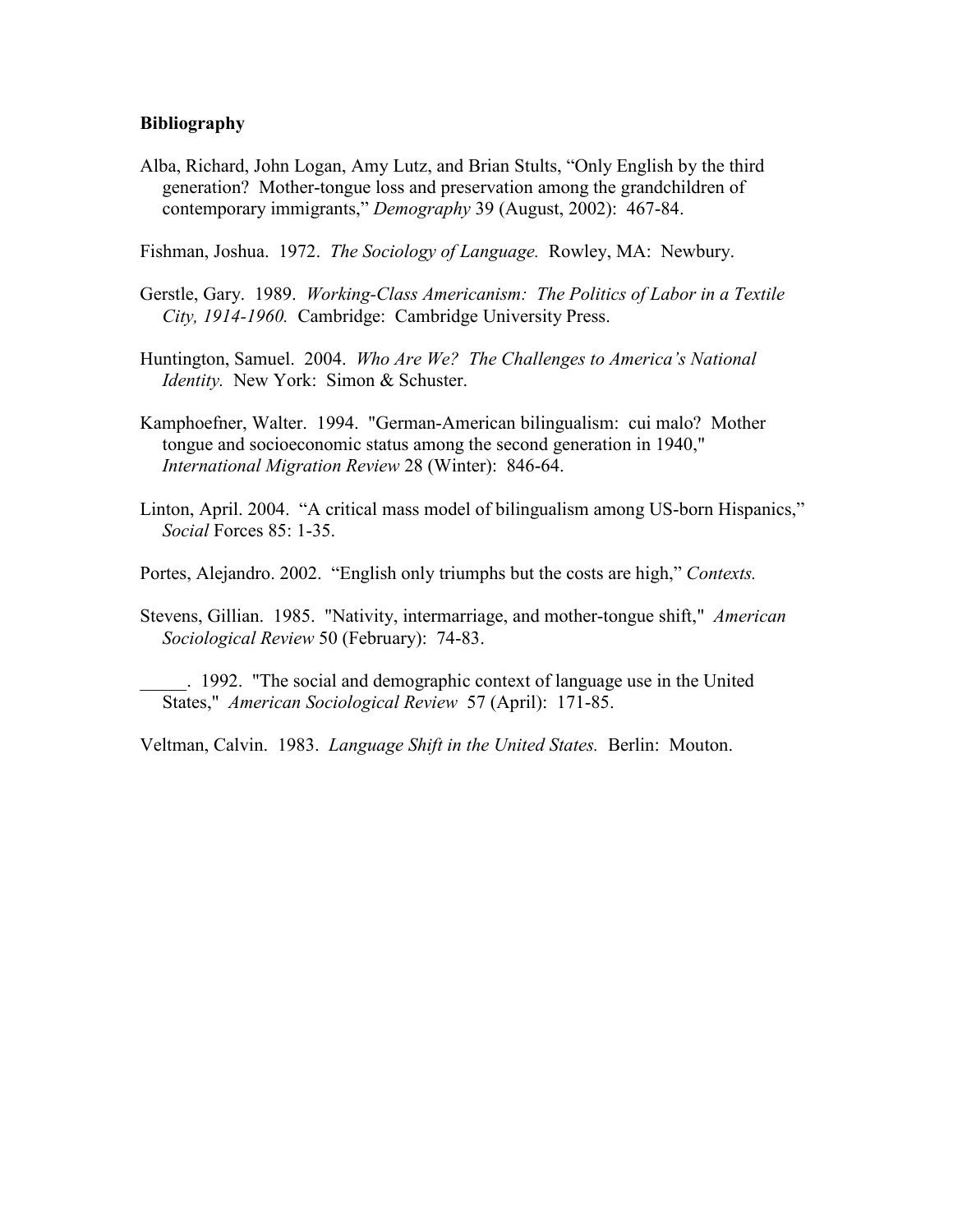**Bibliography**

Alba, Richard, John Logan, Amy Lutz, and Brian Stults, "Only English by the third generation? Mother-tongue loss and preservation among the grandchildren of contemporary immigrants," *Demography* 39 (August, 2002): 467-84.

Fishman, Joshua. 1972. *The Sociology of Language.* Rowley, MA: Newbury.

Gerstle, Gary. 1989. *Working-Class Americanism: The Politics of Labor in a Textile City, 1914-1960.* Cambridge: Cambridge University Press.

Huntington, Samuel. 2004. *Who Are We? The Challenges to America's National Identity.* New York: Simon & Schuster.

Kamphoefner, Walter. 1994. "German-American bilingualism: cui malo? Mother tongue and socioeconomic status among the second generation in 1940," *International Migration Review* 28 (Winter): 846-64.

Linton, April. 2004. "A critical mass model of bilingualism among US-born Hispanics," *Social* Forces 85: 1-35.

Portes, Alejandro. 2002. "English only triumphs but the costs are high," *Contexts.*

Stevens, Gillian. 1985. "Nativity, intermarriage, and mother-tongue shift," *American Sociological Review* 50 (February): 74-83.

_____. 1992. "The social and demographic context of language use in the United States," *American Sociological Review* 57 (April): 171-85.

Veltman, Calvin. 1983. *Language Shift in the United States.* Berlin: Mouton.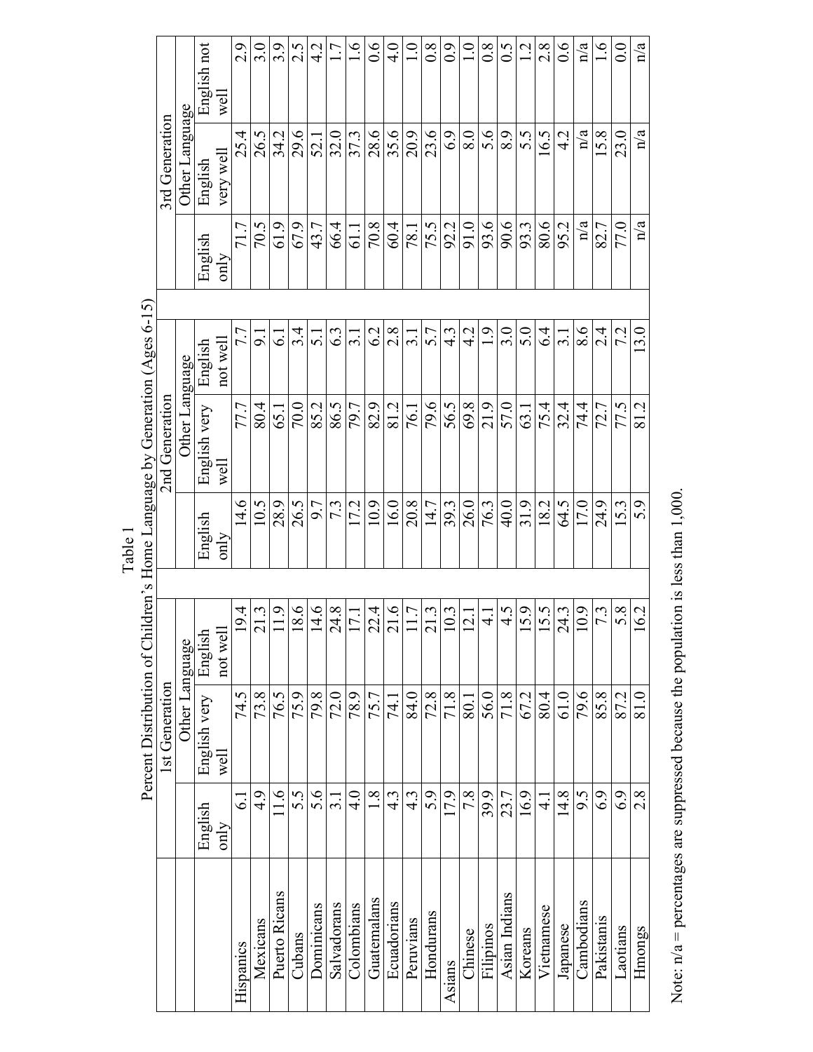Table 1
Percent Distribution of Children's Home Language by Generation (Ages 6-15)

| | 1st Generation | | | 2nd Generation | | | 3rd Generation | | |
|---|---|---|---|---|---|---|---|---|---|
| | | Other Language | | | Other Language | | | Other Language | |
| | English only | English very well | English not well | English only | English very well | English not well | English only | English very well | English not well |
| Hispanics | 6.1 | 74.5 | 19.4 | 14.6 | 77.7 | 7.7 | 71.7 | 25.4 | 2.9 |
| Mexicans | 4.9 | 73.8 | 21.3 | 10.5 | 80.4 | 9.1 | 70.5 | 26.5 | 3.0 |
| Puerto Ricans | 11.6 | 76.5 | 11.9 | 28.9 | 65.1 | 6.1 | 61.9 | 34.2 | 3.9 |
| Cubans | 5.5 | 75.9 | 18.6 | 26.5 | 70.0 | 3.4 | 67.9 | 29.6 | 2.5 |
| Dominicans | 5.6 | 79.8 | 14.6 | 9.7 | 85.2 | 5.1 | 43.7 | 52.1 | 4.2 |
| Salvadorans | 3.1 | 72.0 | 24.8 | 7.3 | 86.5 | 6.3 | 66.4 | 32.0 | 1.7 |
| Colombians | 4.0 | 78.9 | 17.1 | 17.2 | 79.7 | 3.1 | 61.1 | 37.3 | 1.6 |
| Guatemalans | 1.8 | 75.7 | 22.4 | 10.9 | 82.9 | 6.2 | 70.8 | 28.6 | 0.6 |
| Ecuadorians | 4.3 | 74.1 | 21.6 | 16.0 | 81.2 | 2.8 | 60.4 | 35.6 | 4.0 |
| Peruvians | 4.3 | 84.0 | 11.7 | 20.8 | 76.1 | 3.1 | 78.1 | 20.9 | 1.0 |
| Hondurans | 5.9 | 72.8 | 21.3 | 14.7 | 79.6 | 5.7 | 75.5 | 23.6 | 0.8 |
| Asians | 17.9 | 71.8 | 10.3 | 39.3 | 56.5 | 4.3 | 92.2 | 6.9 | 0.9 |
| Chinese | 7.8 | 80.1 | 12.1 | 26.0 | 69.8 | 4.2 | 91.0 | 8.0 | 1.0 |
| Filipinos | 39.9 | 56.0 | 4.1 | 76.3 | 21.9 | 1.9 | 93.6 | 5.6 | 0.8 |
| Asian Indians | 23.7 | 71.8 | 4.5 | 40.0 | 57.0 | 3.0 | 90.6 | 8.9 | 0.5 |
| Koreans | 16.9 | 67.2 | 15.9 | 31.9 | 63.1 | 5.0 | 93.3 | 5.5 | 1.2 |
| Vietnamese | 4.1 | 80.4 | 15.5 | 18.2 | 75.4 | 6.4 | 80.6 | 16.5 | 2.8 |
| Japanese | 14.8 | 61.0 | 24.3 | 64.5 | 32.4 | 3.1 | 95.2 | 4.2 | 0.6 |
| Cambodians | 9.5 | 79.6 | 10.9 | 17.0 | 74.4 | 8.6 | n/a | n/a | n/a |
| Pakistanis | 6.9 | 85.8 | 7.3 | 24.9 | 72.7 | 2.4 | 82.7 | 15.8 | 1.6 |
| Laotians | 6.9 | 87.2 | 5.8 | 15.3 | 77.5 | 7.2 | 77.0 | 23.0 | 0.0 |
| Hmongs | 2.8 | 81.0 | 16.2 | 5.9 | 81.2 | 13.0 | n/a | n/a | n/a |

Note: n/a = percentages are suppressed because the population is less than 1,000.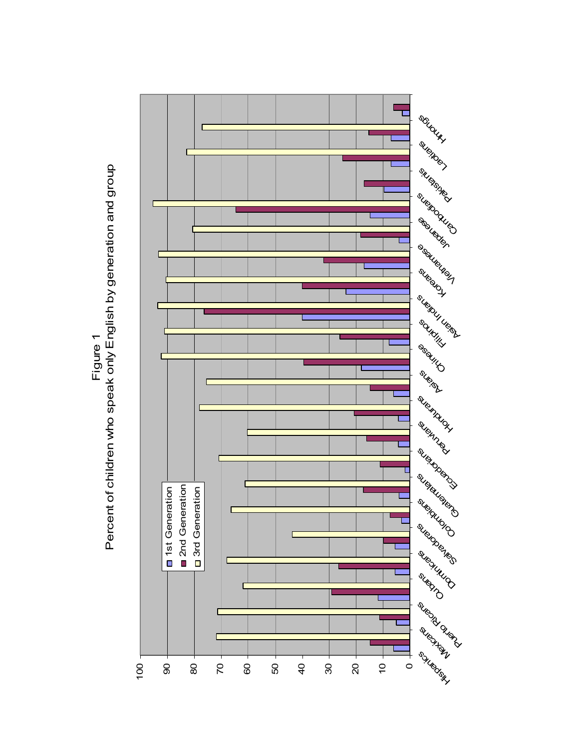Figure 1

Percent of children who speak only English by generation and group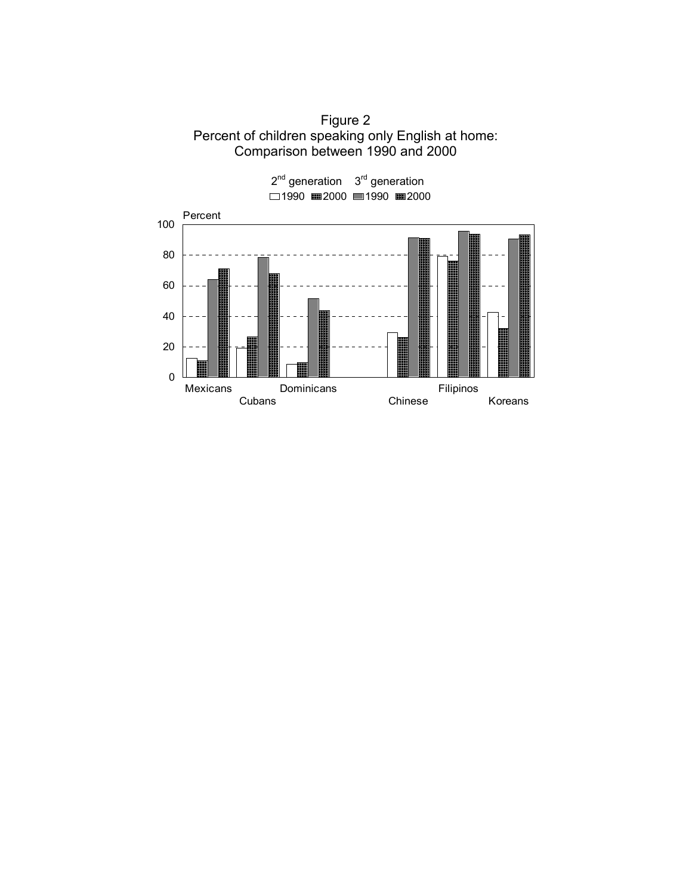Figure 2
Percent of children speaking only English at home:
Comparison between 1990 and 2000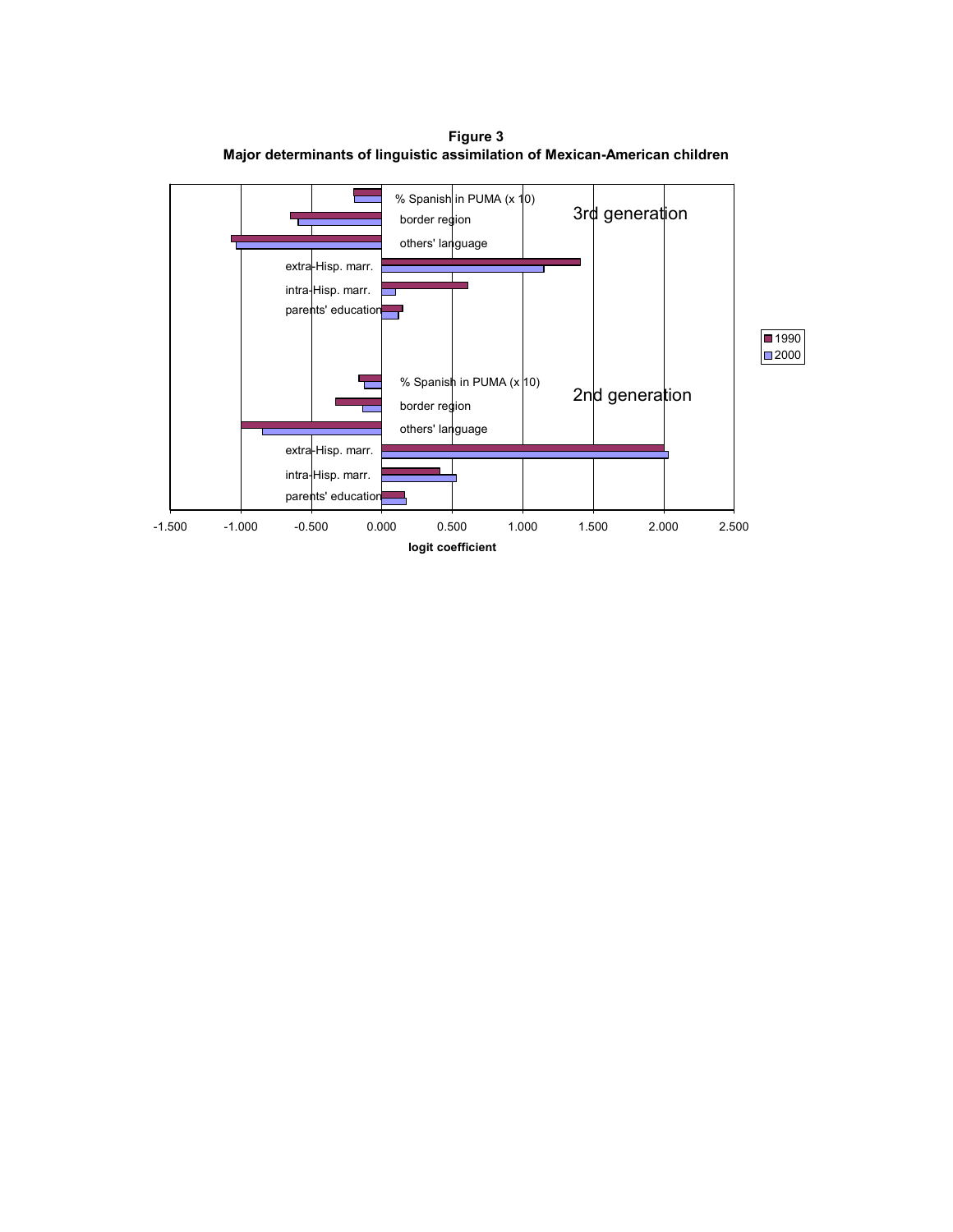**Figure 3**
**Major determinants of linguistic assimilation of Mexican-American children**

3rd generation

- % Spanish in PUMA (x 10)
- border region
- others' language
- extra-Hisp. marr.
- intra-Hisp. marr.
- parents' education

2nd generation

- % Spanish in PUMA (x 10)
- border region
- others' language
- extra-Hisp. marr.
- intra-Hisp. marr.
- parents' education

-1.500 -1.000 -0.500 0.000 0.500 1.000 1.500 2.000 2.500

**logit coefficient**

Legend: 1990, 2000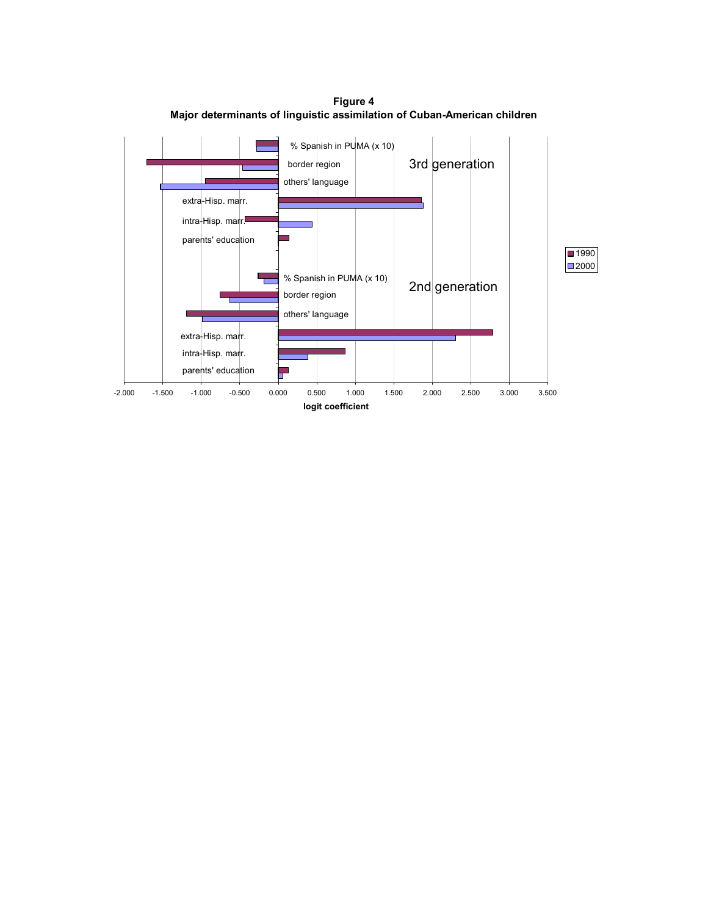**Figure 4**
**Major determinants of linguistic assimilation of Cuban-American children**

3rd generation:
- % Spanish in PUMA (x 10)
- border region
- others' language
- extra-Hisp. marr.
- intra-Hisp. marr.
- parents' education

2nd generation:
- % Spanish in PUMA (x 10)
- border region
- others' language
- extra-Hisp. marr.
- intra-Hisp. marr.
- parents' education

Legend: 1990, 2000

X-axis: -2.000, -1.500, -1.000, -0.500, 0.000, 0.500, 1.000, 1.500, 2.000, 2.500, 3.000, 3.500

**logit coefficient**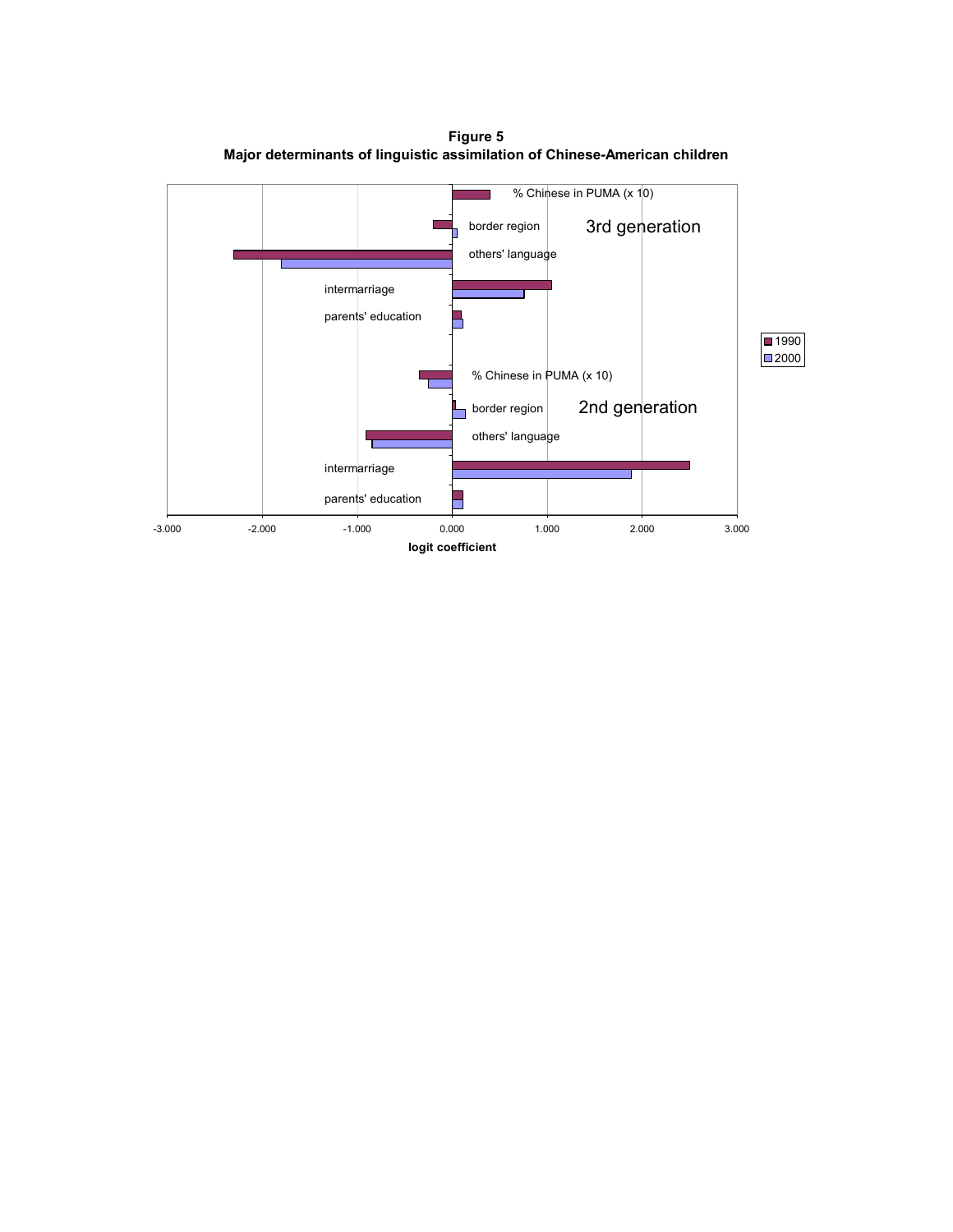**Figure 5**
**Major determinants of linguistic assimilation of Chinese-American children**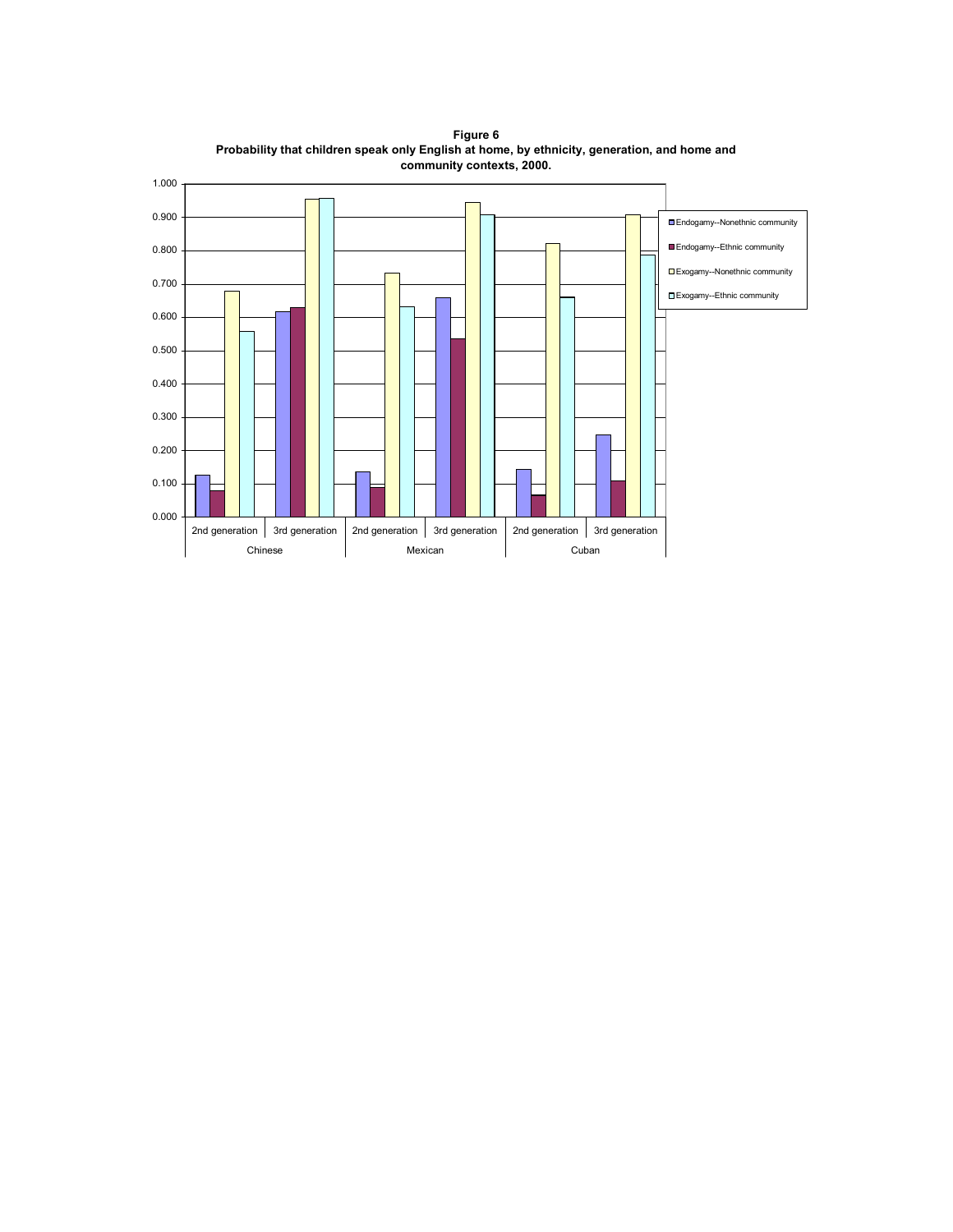**Figure 6**
**Probability that children speak only English at home, by ethnicity, generation, and home and community contexts, 2000.**

1.000
0.900
0.800
0.700
0.600
0.500
0.400
0.300
0.200
0.100
0.000

2nd generation
3rd generation
2nd generation
3rd generation
2nd generation
3rd generation

Chinese
Mexican
Cuban

Endogamy--Nonethnic community
Endogamy--Ethnic community
Exogamy--Nonethnic community
Exogamy--Ethnic community